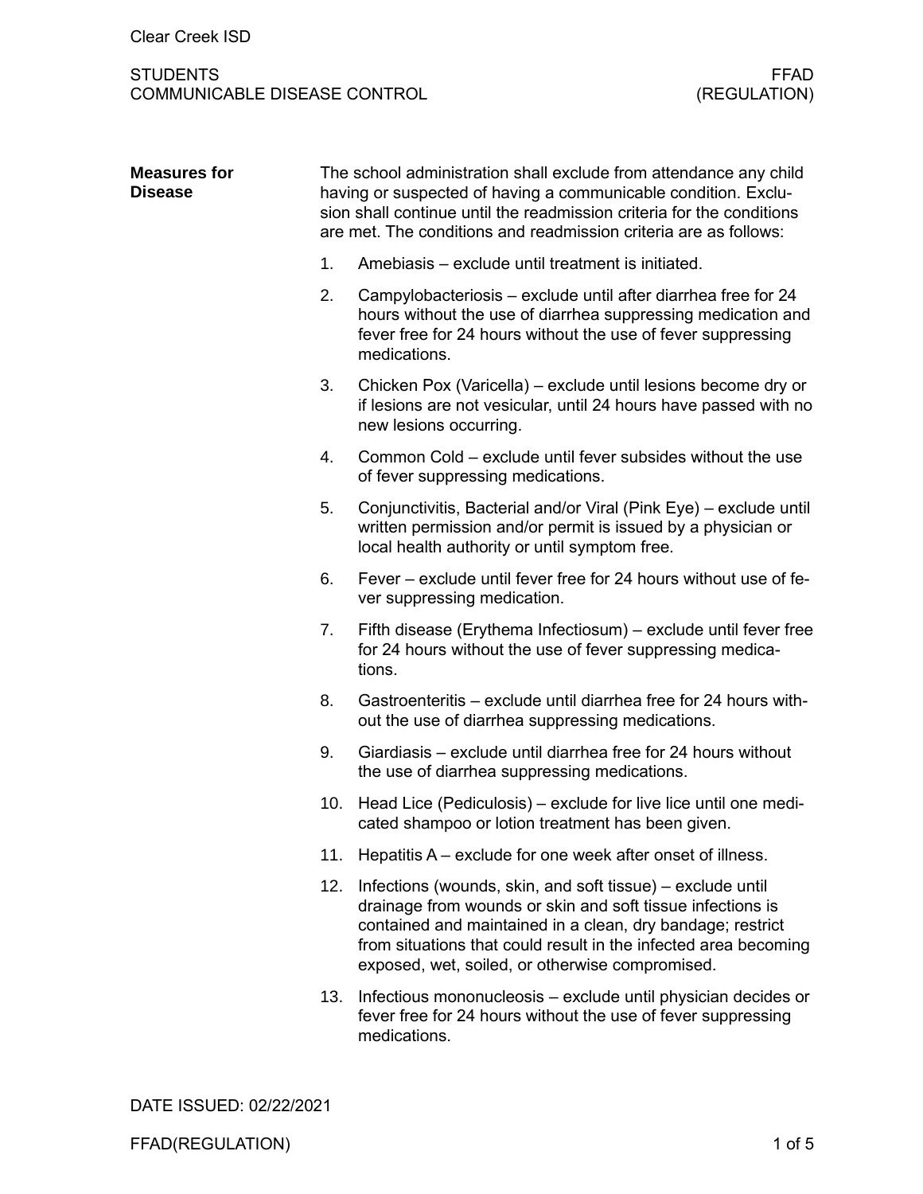**Measures for Disease**

The school administration shall exclude from attendance any child having or suspected of having a communicable condition. Exclusion shall continue until the readmission criteria for the conditions are met. The conditions and readmission criteria are as follows:

1. Amebiasis – exclude until treatment is initiated.
2. Campylobacteriosis – exclude until after diarrhea free for 24 hours without the use of diarrhea suppressing medication and fever free for 24 hours without the use of fever suppressing medications.
3. Chicken Pox (Varicella) – exclude until lesions become dry or if lesions are not vesicular, until 24 hours have passed with no new lesions occurring.
4. Common Cold – exclude until fever subsides without the use of fever suppressing medications.
5. Conjunctivitis, Bacterial and/or Viral (Pink Eye) – exclude until written permission and/or permit is issued by a physician or local health authority or until symptom free.
6. Fever – exclude until fever free for 24 hours without use of fever suppressing medication.
7. Fifth disease (Erythema Infectiosum) – exclude until fever free for 24 hours without the use of fever suppressing medications.
8. Gastroenteritis – exclude until diarrhea free for 24 hours without the use of diarrhea suppressing medications.
9. Giardiasis – exclude until diarrhea free for 24 hours without the use of diarrhea suppressing medications.
10. Head Lice (Pediculosis) – exclude for live lice until one medicated shampoo or lotion treatment has been given.
11. Hepatitis A – exclude for one week after onset of illness.
12. Infections (wounds, skin, and soft tissue) – exclude until drainage from wounds or skin and soft tissue infections is contained and maintained in a clean, dry bandage; restrict from situations that could result in the infected area becoming exposed, wet, soiled, or otherwise compromised.
13. Infectious mononucleosis – exclude until physician decides or fever free for 24 hours without the use of fever suppressing medications.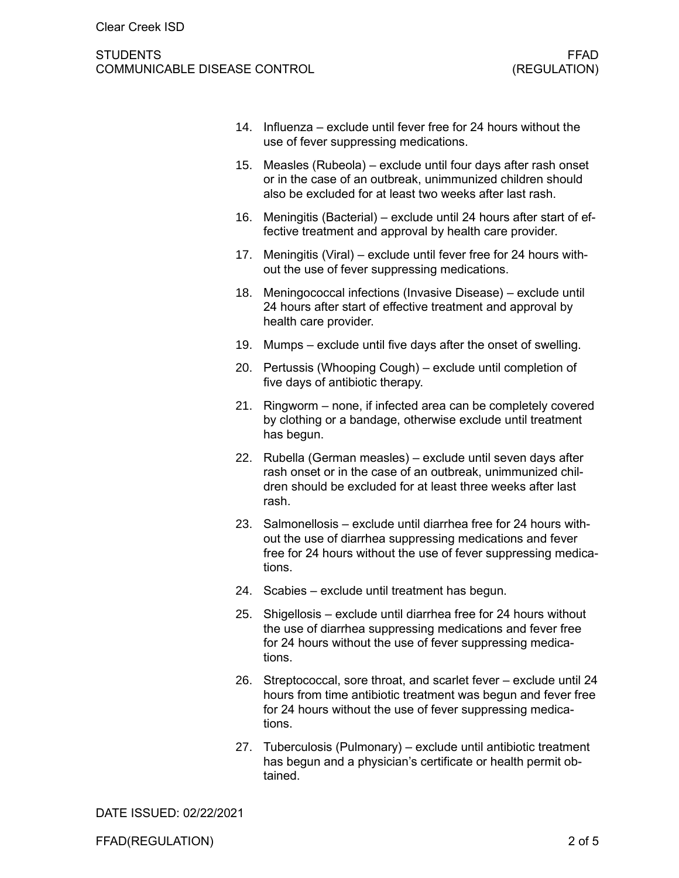14. Influenza – exclude until fever free for 24 hours without the use of fever suppressing medications.
15. Measles (Rubeola) – exclude until four days after rash onset or in the case of an outbreak, unimmunized children should also be excluded for at least two weeks after last rash.
16. Meningitis (Bacterial) – exclude until 24 hours after start of effective treatment and approval by health care provider.
17. Meningitis (Viral) – exclude until fever free for 24 hours without the use of fever suppressing medications.
18. Meningococcal infections (Invasive Disease) – exclude until 24 hours after start of effective treatment and approval by health care provider.
19. Mumps – exclude until five days after the onset of swelling.
20. Pertussis (Whooping Cough) – exclude until completion of five days of antibiotic therapy.
21. Ringworm – none, if infected area can be completely covered by clothing or a bandage, otherwise exclude until treatment has begun.
22. Rubella (German measles) – exclude until seven days after rash onset or in the case of an outbreak, unimmunized children should be excluded for at least three weeks after last rash.
23. Salmonellosis – exclude until diarrhea free for 24 hours without the use of diarrhea suppressing medications and fever free for 24 hours without the use of fever suppressing medications.
24. Scabies – exclude until treatment has begun.
25. Shigellosis – exclude until diarrhea free for 24 hours without the use of diarrhea suppressing medications and fever free for 24 hours without the use of fever suppressing medications.
26. Streptococcal, sore throat, and scarlet fever – exclude until 24 hours from time antibiotic treatment was begun and fever free for 24 hours without the use of fever suppressing medications.
27. Tuberculosis (Pulmonary) – exclude until antibiotic treatment has begun and a physician's certificate or health permit obtained.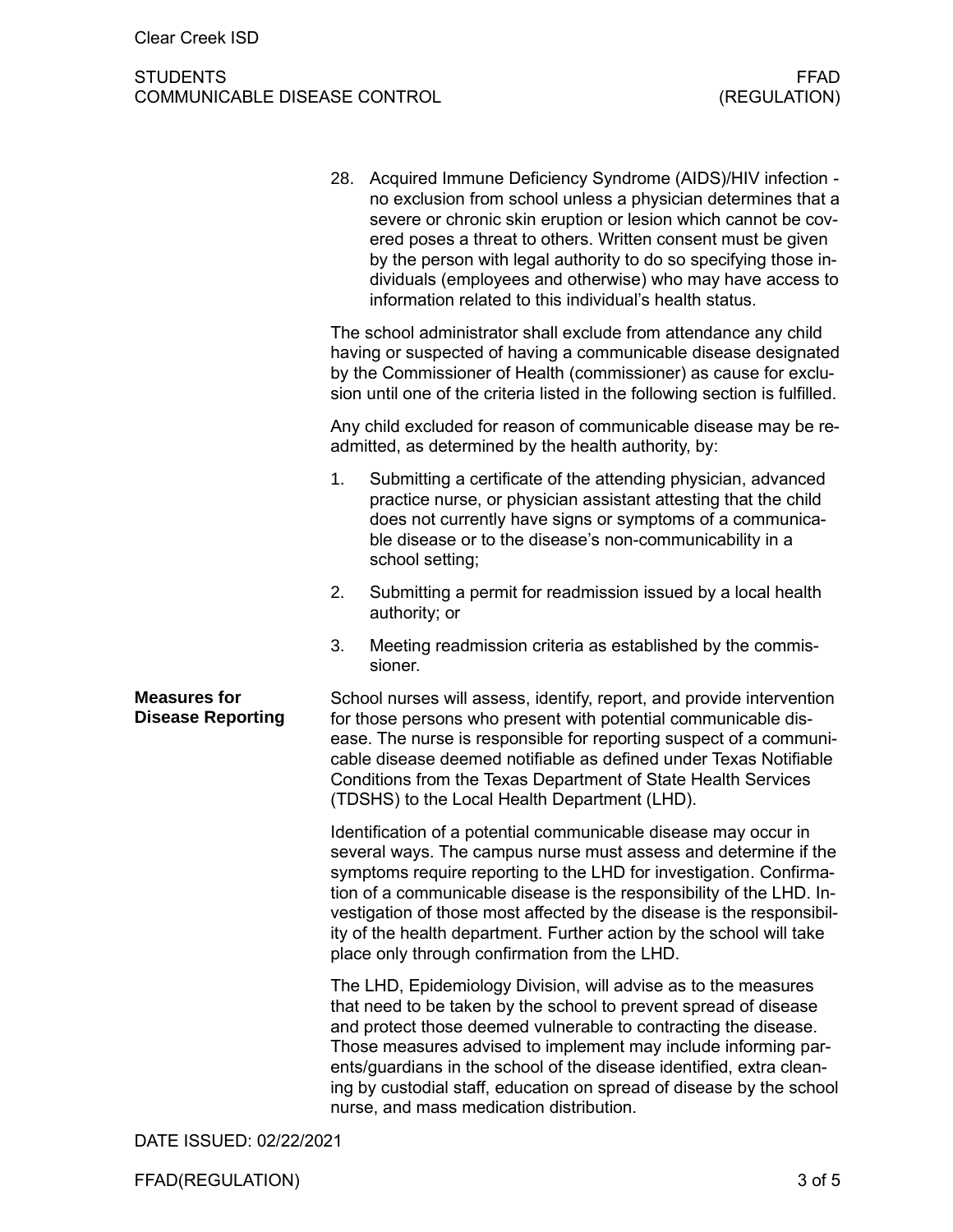28. Acquired Immune Deficiency Syndrome (AIDS)/HIV infection - no exclusion from school unless a physician determines that a severe or chronic skin eruption or lesion which cannot be covered poses a threat to others. Written consent must be given by the person with legal authority to do so specifying those individuals (employees and otherwise) who may have access to information related to this individual's health status.

The school administrator shall exclude from attendance any child having or suspected of having a communicable disease designated by the Commissioner of Health (commissioner) as cause for exclusion until one of the criteria listed in the following section is fulfilled.

Any child excluded for reason of communicable disease may be readmitted, as determined by the health authority, by:

1. Submitting a certificate of the attending physician, advanced practice nurse, or physician assistant attesting that the child does not currently have signs or symptoms of a communicable disease or to the disease's non-communicability in a school setting;
2. Submitting a permit for readmission issued by a local health authority; or
3. Meeting readmission criteria as established by the commissioner.

## Measures for Disease Reporting

School nurses will assess, identify, report, and provide intervention for those persons who present with potential communicable disease. The nurse is responsible for reporting suspect of a communicable disease deemed notifiable as defined under Texas Notifiable Conditions from the Texas Department of State Health Services (TDSHS) to the Local Health Department (LHD).

Identification of a potential communicable disease may occur in several ways. The campus nurse must assess and determine if the symptoms require reporting to the LHD for investigation. Confirmation of a communicable disease is the responsibility of the LHD. Investigation of those most affected by the disease is the responsibility of the health department. Further action by the school will take place only through confirmation from the LHD.

The LHD, Epidemiology Division, will advise as to the measures that need to be taken by the school to prevent spread of disease and protect those deemed vulnerable to contracting the disease. Those measures advised to implement may include informing parents/guardians in the school of the disease identified, extra cleaning by custodial staff, education on spread of disease by the school nurse, and mass medication distribution.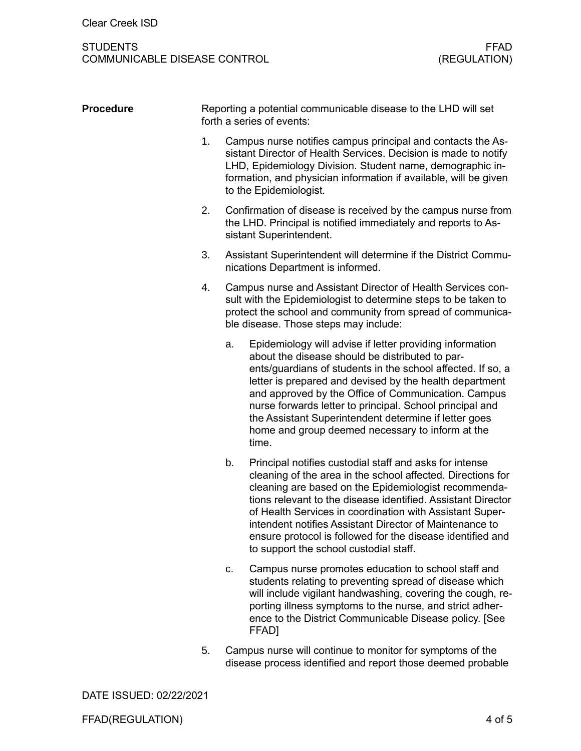**Procedure**

Reporting a potential communicable disease to the LHD will set forth a series of events:

1. Campus nurse notifies campus principal and contacts the Assistant Director of Health Services. Decision is made to notify LHD, Epidemiology Division. Student name, demographic information, and physician information if available, will be given to the Epidemiologist.
2. Confirmation of disease is received by the campus nurse from the LHD. Principal is notified immediately and reports to Assistant Superintendent.
3. Assistant Superintendent will determine if the District Communications Department is informed.
4. Campus nurse and Assistant Director of Health Services consult with the Epidemiologist to determine steps to be taken to protect the school and community from spread of communicable disease. Those steps may include:
   a. Epidemiology will advise if letter providing information about the disease should be distributed to parents/guardians of students in the school affected. If so, a letter is prepared and devised by the health department and approved by the Office of Communication. Campus nurse forwards letter to principal. School principal and the Assistant Superintendent determine if letter goes home and group deemed necessary to inform at the time.
   b. Principal notifies custodial staff and asks for intense cleaning of the area in the school affected. Directions for cleaning are based on the Epidemiologist recommendations relevant to the disease identified. Assistant Director of Health Services in coordination with Assistant Superintendent notifies Assistant Director of Maintenance to ensure protocol is followed for the disease identified and to support the school custodial staff.
   c. Campus nurse promotes education to school staff and students relating to preventing spread of disease which will include vigilant handwashing, covering the cough, reporting illness symptoms to the nurse, and strict adherence to the District Communicable Disease policy. [See FFAD]
5. Campus nurse will continue to monitor for symptoms of the disease process identified and report those deemed probable

DATE ISSUED: 02/22/2021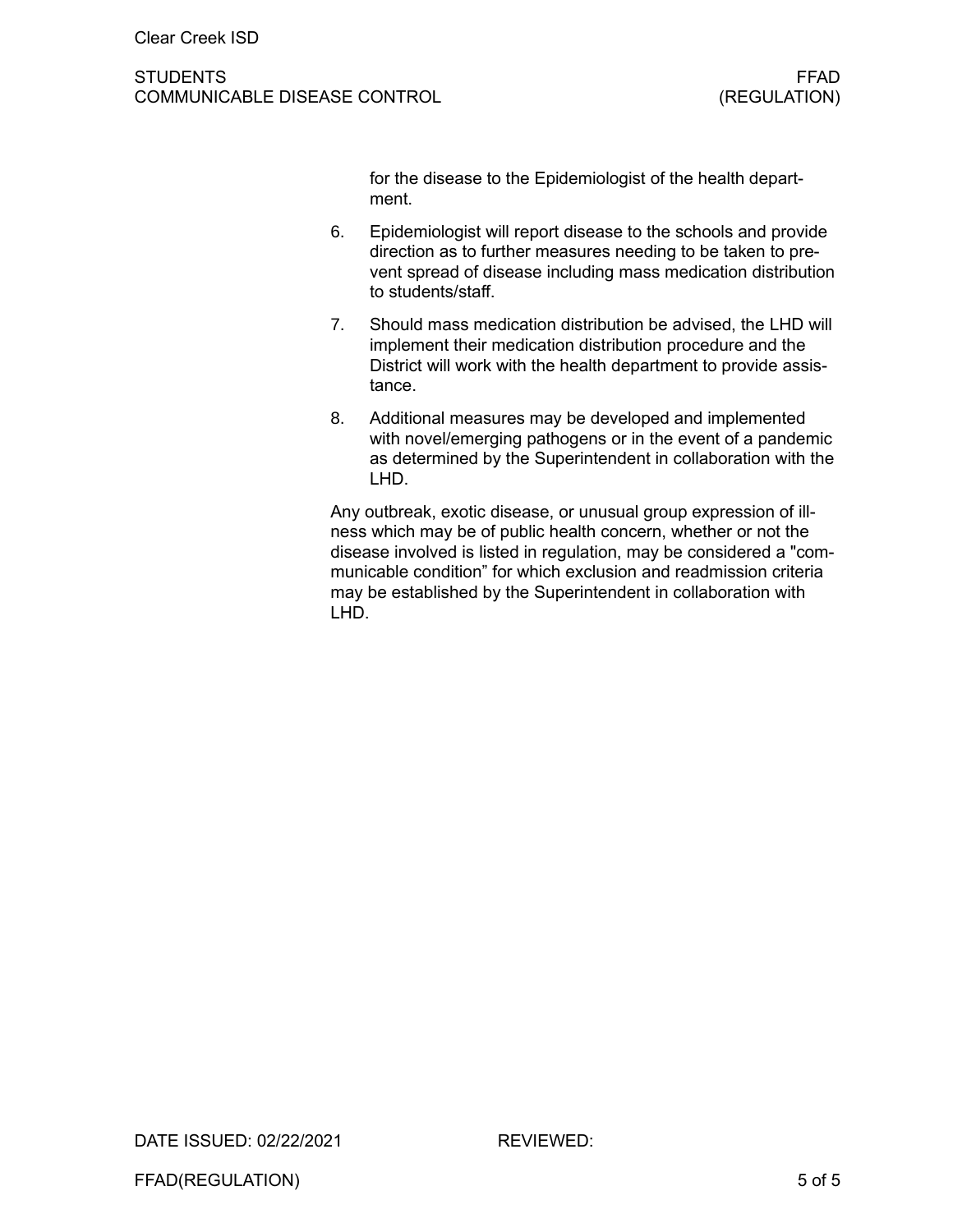for the disease to the Epidemiologist of the health department.

6. Epidemiologist will report disease to the schools and provide direction as to further measures needing to be taken to prevent spread of disease including mass medication distribution to students/staff.

7. Should mass medication distribution be advised, the LHD will implement their medication distribution procedure and the District will work with the health department to provide assistance.

8. Additional measures may be developed and implemented with novel/emerging pathogens or in the event of a pandemic as determined by the Superintendent in collaboration with the LHD.

Any outbreak, exotic disease, or unusual group expression of illness which may be of public health concern, whether or not the disease involved is listed in regulation, may be considered a "communicable condition" for which exclusion and readmission criteria may be established by the Superintendent in collaboration with LHD.

DATE ISSUED: 02/22/2021 REVIEWED: